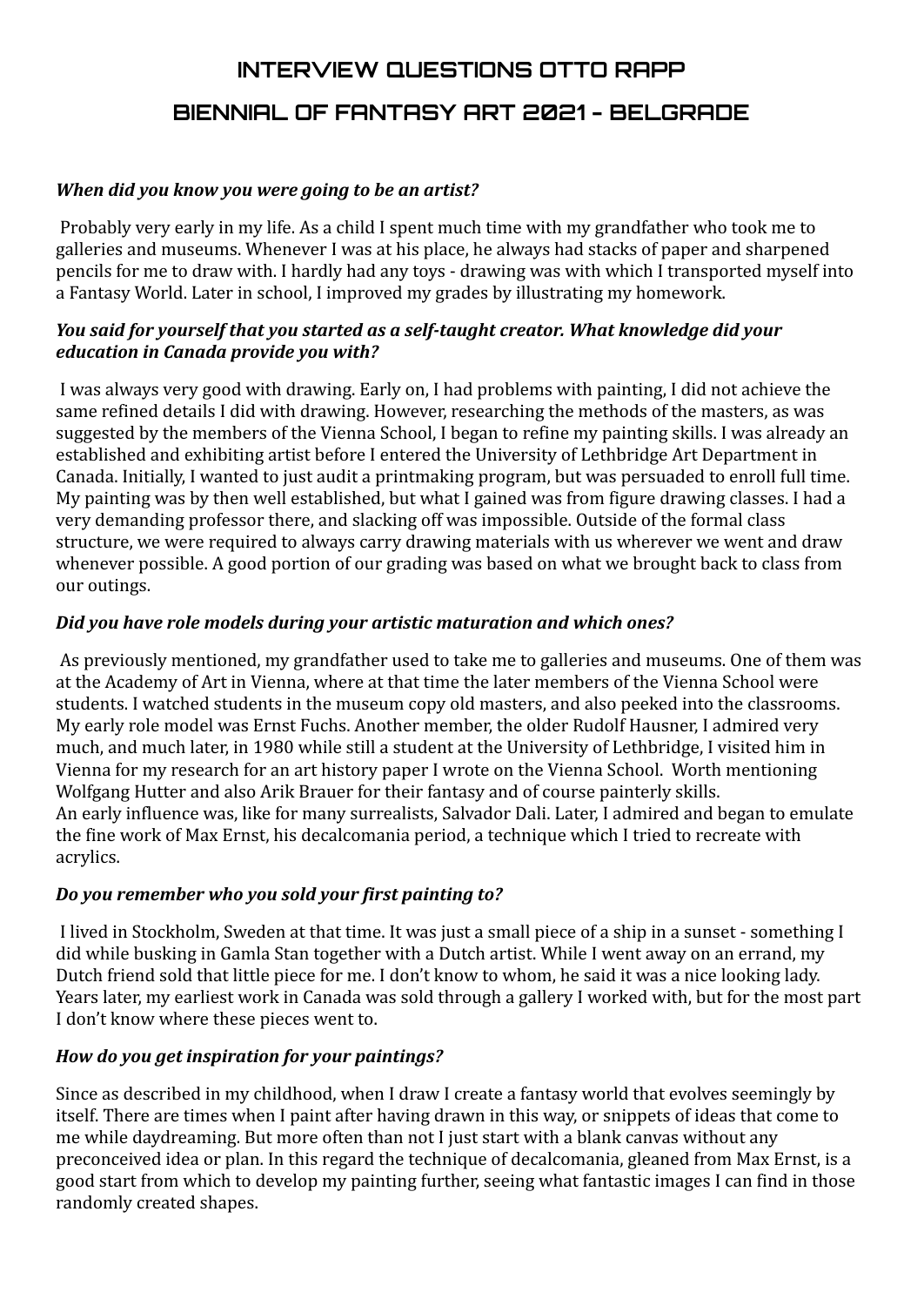# INTERVIEW QUESTIONS OTTO RAPP

# BIENNIAL OF FANTASY ART 2021 - BELGRADE

***When did you know you were going to be an artist?***

Probably very early in my life. As a child I spent much time with my grandfather who took me to galleries and museums. Whenever I was at his place, he always had stacks of paper and sharpened pencils for me to draw with. I hardly had any toys - drawing was with which I transported myself into a Fantasy World. Later in school, I improved my grades by illustrating my homework.

***You said for yourself that you started as a self-taught creator. What knowledge did your education in Canada provide you with?***

I was always very good with drawing. Early on, I had problems with painting, I did not achieve the same refined details I did with drawing. However, researching the methods of the masters, as was suggested by the members of the Vienna School, I began to refine my painting skills. I was already an established and exhibiting artist before I entered the University of Lethbridge Art Department in Canada. Initially, I wanted to just audit a printmaking program, but was persuaded to enroll full time. My painting was by then well established, but what I gained was from figure drawing classes. I had a very demanding professor there, and slacking off was impossible. Outside of the formal class structure, we were required to always carry drawing materials with us wherever we went and draw whenever possible. A good portion of our grading was based on what we brought back to class from our outings.

***Did you have role models during your artistic maturation and which ones?***

As previously mentioned, my grandfather used to take me to galleries and museums. One of them was at the Academy of Art in Vienna, where at that time the later members of the Vienna School were students. I watched students in the museum copy old masters, and also peeked into the classrooms. My early role model was Ernst Fuchs. Another member, the older Rudolf Hausner, I admired very much, and much later, in 1980 while still a student at the University of Lethbridge, I visited him in Vienna for my research for an art history paper I wrote on the Vienna School. Worth mentioning Wolfgang Hutter and also Arik Brauer for their fantasy and of course painterly skills.
An early influence was, like for many surrealists, Salvador Dali. Later, I admired and began to emulate the fine work of Max Ernst, his decalcomania period, a technique which I tried to recreate with acrylics.

***Do you remember who you sold your first painting to?***

I lived in Stockholm, Sweden at that time. It was just a small piece of a ship in a sunset - something I did while busking in Gamla Stan together with a Dutch artist. While I went away on an errand, my Dutch friend sold that little piece for me. I don't know to whom, he said it was a nice looking lady. Years later, my earliest work in Canada was sold through a gallery I worked with, but for the most part I don't know where these pieces went to.

***How do you get inspiration for your paintings?***

Since as described in my childhood, when I draw I create a fantasy world that evolves seemingly by itself. There are times when I paint after having drawn in this way, or snippets of ideas that come to me while daydreaming. But more often than not I just start with a blank canvas without any preconceived idea or plan. In this regard the technique of decalcomania, gleaned from Max Ernst, is a good start from which to develop my painting further, seeing what fantastic images I can find in those randomly created shapes.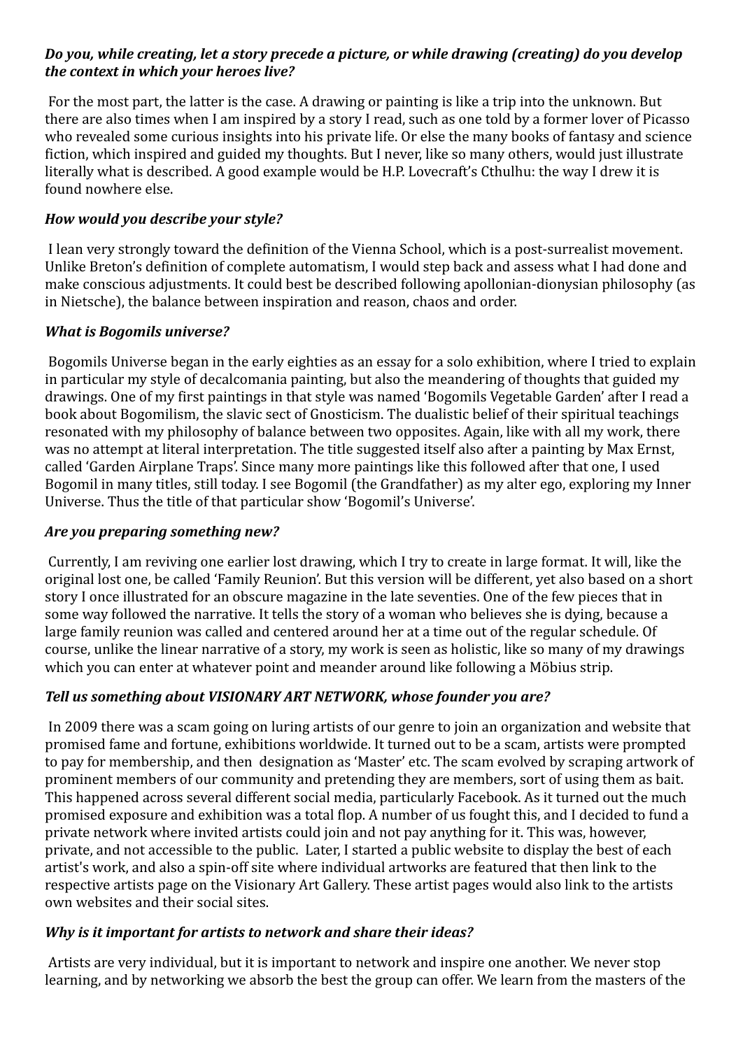***Do you, while creating, let a story precede a picture, or while drawing (creating) do you develop the context in which your heroes live?***

For the most part, the latter is the case. A drawing or painting is like a trip into the unknown. But there are also times when I am inspired by a story I read, such as one told by a former lover of Picasso who revealed some curious insights into his private life. Or else the many books of fantasy and science fiction, which inspired and guided my thoughts. But I never, like so many others, would just illustrate literally what is described. A good example would be H.P. Lovecraft's Cthulhu: the way I drew it is found nowhere else.

***How would you describe your style?***

I lean very strongly toward the definition of the Vienna School, which is a post-surrealist movement. Unlike Breton's definition of complete automatism, I would step back and assess what I had done and make conscious adjustments. It could best be described following apollonian-dionysian philosophy (as in Nietsche), the balance between inspiration and reason, chaos and order.

***What is Bogomils universe?***

Bogomils Universe began in the early eighties as an essay for a solo exhibition, where I tried to explain in particular my style of decalcomania painting, but also the meandering of thoughts that guided my drawings. One of my first paintings in that style was named 'Bogomils Vegetable Garden' after I read a book about Bogomilism, the slavic sect of Gnosticism. The dualistic belief of their spiritual teachings resonated with my philosophy of balance between two opposites. Again, like with all my work, there was no attempt at literal interpretation. The title suggested itself also after a painting by Max Ernst, called 'Garden Airplane Traps'. Since many more paintings like this followed after that one, I used Bogomil in many titles, still today. I see Bogomil (the Grandfather) as my alter ego, exploring my Inner Universe. Thus the title of that particular show 'Bogomil's Universe'.

***Are you preparing something new?***

Currently, I am reviving one earlier lost drawing, which I try to create in large format. It will, like the original lost one, be called 'Family Reunion'. But this version will be different, yet also based on a short story I once illustrated for an obscure magazine in the late seventies. One of the few pieces that in some way followed the narrative. It tells the story of a woman who believes she is dying, because a large family reunion was called and centered around her at a time out of the regular schedule. Of course, unlike the linear narrative of a story, my work is seen as holistic, like so many of my drawings which you can enter at whatever point and meander around like following a Möbius strip.

***Tell us something about VISIONARY ART NETWORK, whose founder you are?***

In 2009 there was a scam going on luring artists of our genre to join an organization and website that promised fame and fortune, exhibitions worldwide. It turned out to be a scam, artists were prompted to pay for membership, and then designation as 'Master' etc. The scam evolved by scraping artwork of prominent members of our community and pretending they are members, sort of using them as bait. This happened across several different social media, particularly Facebook. As it turned out the much promised exposure and exhibition was a total flop. A number of us fought this, and I decided to fund a private network where invited artists could join and not pay anything for it. This was, however, private, and not accessible to the public. Later, I started a public website to display the best of each artist's work, and also a spin-off site where individual artworks are featured that then link to the respective artists page on the Visionary Art Gallery. These artist pages would also link to the artists own websites and their social sites.

***Why is it important for artists to network and share their ideas?***

Artists are very individual, but it is important to network and inspire one another. We never stop learning, and by networking we absorb the best the group can offer. We learn from the masters of the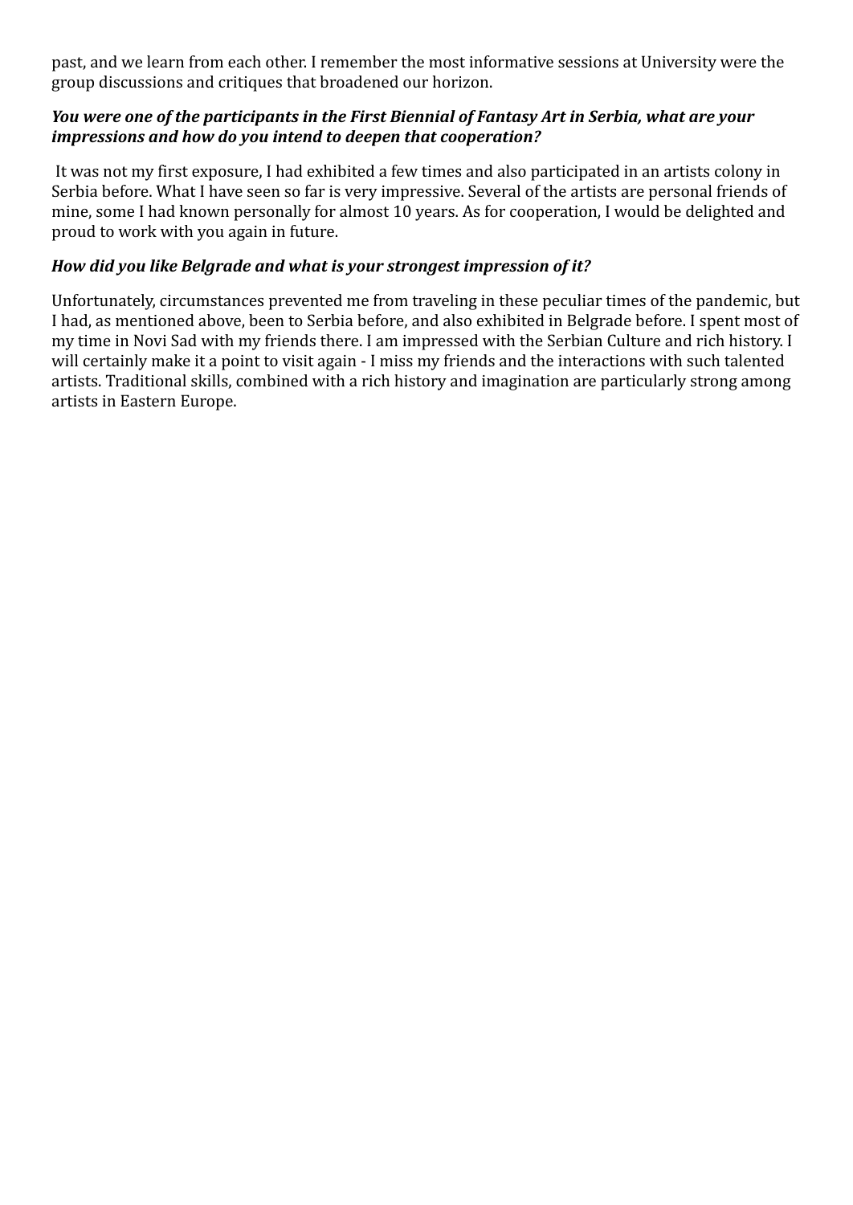past, and we learn from each other. I remember the most informative sessions at University were the group discussions and critiques that broadened our horizon.

***You were one of the participants in the First Biennial of Fantasy Art in Serbia, what are your impressions and how do you intend to deepen that cooperation?***

It was not my first exposure, I had exhibited a few times and also participated in an artists colony in Serbia before. What I have seen so far is very impressive. Several of the artists are personal friends of mine, some I had known personally for almost 10 years. As for cooperation, I would be delighted and proud to work with you again in future.

***How did you like Belgrade and what is your strongest impression of it?***

Unfortunately, circumstances prevented me from traveling in these peculiar times of the pandemic, but I had, as mentioned above, been to Serbia before, and also exhibited in Belgrade before. I spent most of my time in Novi Sad with my friends there. I am impressed with the Serbian Culture and rich history. I will certainly make it a point to visit again - I miss my friends and the interactions with such talented artists. Traditional skills, combined with a rich history and imagination are particularly strong among artists in Eastern Europe.